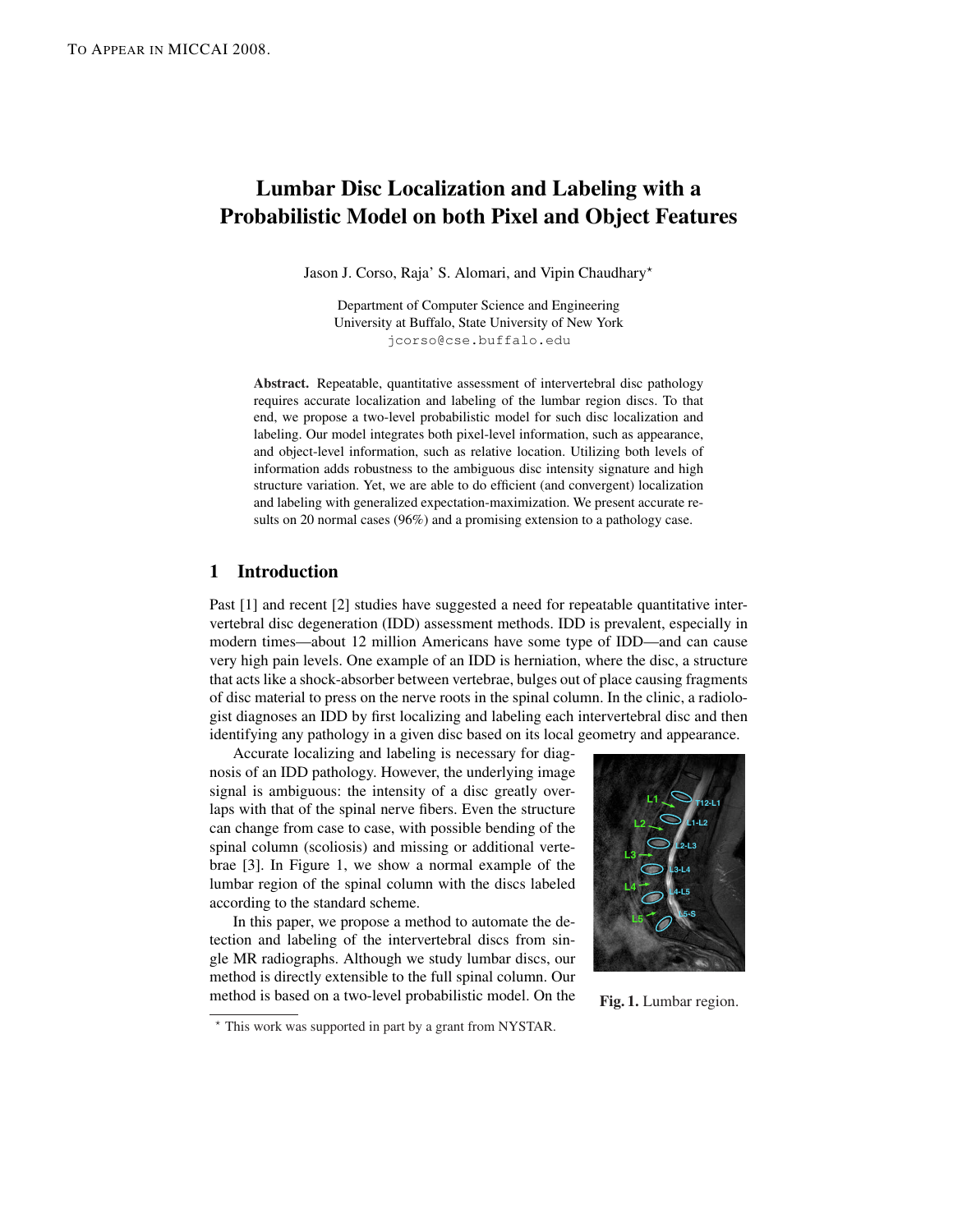# Lumbar Disc Localization and Labeling with a Probabilistic Model on both Pixel and Object Features

Jason J. Corso, Raja' S. Alomari, and Vipin Chaudhary*

Department of Computer Science and Engineering
University at Buffalo, State University of New York
jcorso@cse.buffalo.edu

**Abstract.** Repeatable, quantitative assessment of intervertebral disc pathology requires accurate localization and labeling of the lumbar region discs. To that end, we propose a two-level probabilistic model for such disc localization and labeling. Our model integrates both pixel-level information, such as appearance, and object-level information, such as relative location. Utilizing both levels of information adds robustness to the ambiguous disc intensity signature and high structure variation. Yet, we are able to do efficient (and convergent) localization and labeling with generalized expectation-maximization. We present accurate results on 20 normal cases (96%) and a promising extension to a pathology case.

## 1 Introduction

Past [1] and recent [2] studies have suggested a need for repeatable quantitative intervertebral disc degeneration (IDD) assessment methods. IDD is prevalent, especially in modern times—about 12 million Americans have some type of IDD—and can cause very high pain levels. One example of an IDD is herniation, where the disc, a structure that acts like a shock-absorber between vertebrae, bulges out of place causing fragments of disc material to press on the nerve roots in the spinal column. In the clinic, a radiologist diagnoses an IDD by first localizing and labeling each intervertebral disc and then identifying any pathology in a given disc based on its local geometry and appearance.

Accurate localizing and labeling is necessary for diagnosis of an IDD pathology. However, the underlying image signal is ambiguous: the intensity of a disc greatly overlaps with that of the spinal nerve fibers. Even the structure can change from case to case, with possible bending of the spinal column (scoliosis) and missing or additional vertebrae [3]. In Figure 1, we show a normal example of the lumbar region of the spinal column with the discs labeled according to the standard scheme.

**Fig. 1.** Lumbar region.

In this paper, we propose a method to automate the detection and labeling of the intervertebral discs from single MR radiographs. Although we study lumbar discs, our method is directly extensible to the full spinal column. Our method is based on a two-level probabilistic model. On the

* This work was supported in part by a grant from NYSTAR.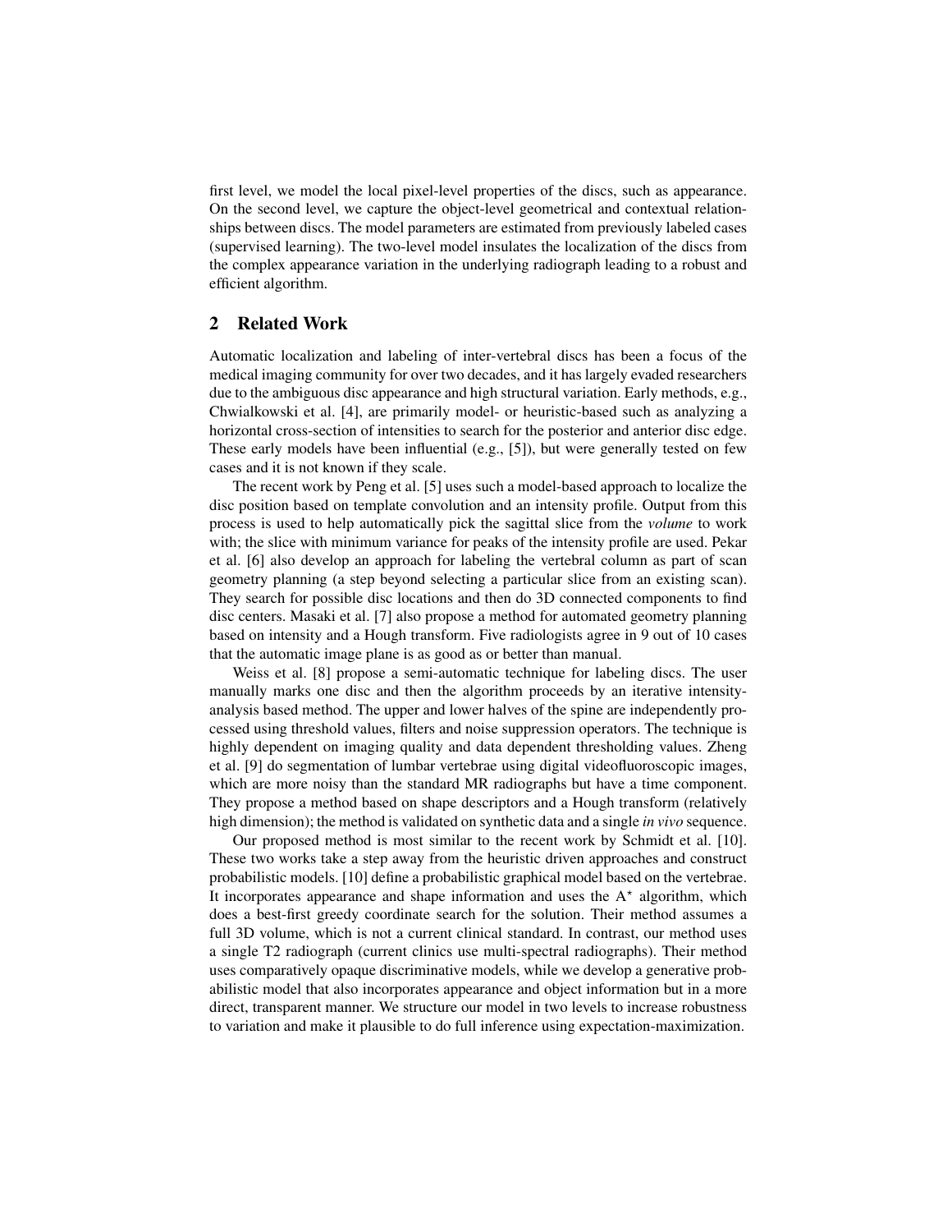first level, we model the local pixel-level properties of the discs, such as appearance. On the second level, we capture the object-level geometrical and contextual relationships between discs. The model parameters are estimated from previously labeled cases (supervised learning). The two-level model insulates the localization of the discs from the complex appearance variation in the underlying radiograph leading to a robust and efficient algorithm.

## 2 Related Work

Automatic localization and labeling of inter-vertebral discs has been a focus of the medical imaging community for over two decades, and it has largely evaded researchers due to the ambiguous disc appearance and high structural variation. Early methods, e.g., Chwialkowski et al. [4], are primarily model- or heuristic-based such as analyzing a horizontal cross-section of intensities to search for the posterior and anterior disc edge. These early models have been influential (e.g., [5]), but were generally tested on few cases and it is not known if they scale.

The recent work by Peng et al. [5] uses such a model-based approach to localize the disc position based on template convolution and an intensity profile. Output from this process is used to help automatically pick the sagittal slice from the *volume* to work with; the slice with minimum variance for peaks of the intensity profile are used. Pekar et al. [6] also develop an approach for labeling the vertebral column as part of scan geometry planning (a step beyond selecting a particular slice from an existing scan). They search for possible disc locations and then do 3D connected components to find disc centers. Masaki et al. [7] also propose a method for automated geometry planning based on intensity and a Hough transform. Five radiologists agree in 9 out of 10 cases that the automatic image plane is as good as or better than manual.

Weiss et al. [8] propose a semi-automatic technique for labeling discs. The user manually marks one disc and then the algorithm proceeds by an iterative intensity-analysis based method. The upper and lower halves of the spine are independently processed using threshold values, filters and noise suppression operators. The technique is highly dependent on imaging quality and data dependent thresholding values. Zheng et al. [9] do segmentation of lumbar vertebrae using digital videofluoroscopic images, which are more noisy than the standard MR radiographs but have a time component. They propose a method based on shape descriptors and a Hough transform (relatively high dimension); the method is validated on synthetic data and a single *in vivo* sequence.

Our proposed method is most similar to the recent work by Schmidt et al. [10]. These two works take a step away from the heuristic driven approaches and construct probabilistic models. [10] define a probabilistic graphical model based on the vertebrae. It incorporates appearance and shape information and uses the $A^{\star}$ algorithm, which does a best-first greedy coordinate search for the solution. Their method assumes a full 3D volume, which is not a current clinical standard. In contrast, our method uses a single T2 radiograph (current clinics use multi-spectral radiographs). Their method uses comparatively opaque discriminative models, while we develop a generative probabilistic model that also incorporates appearance and object information but in a more direct, transparent manner. We structure our model in two levels to increase robustness to variation and make it plausible to do full inference using expectation-maximization.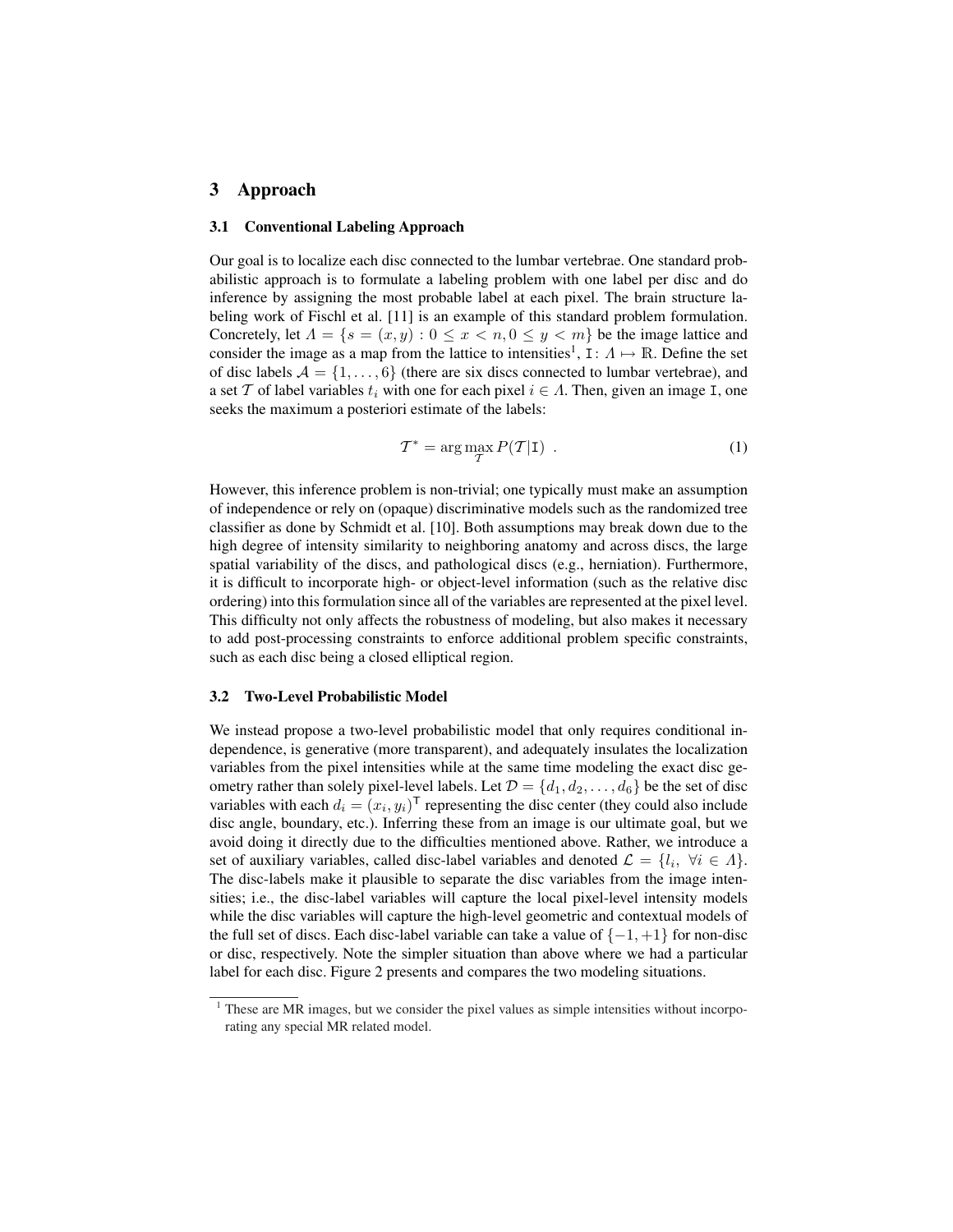## 3 Approach

### 3.1 Conventional Labeling Approach

Our goal is to localize each disc connected to the lumbar vertebrae. One standard probabilistic approach is to formulate a labeling problem with one label per disc and do inference by assigning the most probable label at each pixel. The brain structure labeling work of Fischl et al. [11] is an example of this standard problem formulation. Concretely, let $\Lambda = \{s = (x, y) : 0 \leq x < n, 0 \leq y < m\}$ be the image lattice and consider the image as a map from the lattice to intensities[1], $\mathtt{I} \colon \Lambda \mapsto \mathbb{R}$. Define the set of disc labels $\mathcal{A} = \{1, \ldots, 6\}$ (there are six discs connected to lumbar vertebrae), and a set $\mathcal{T}$ of label variables $t_i$ with one for each pixel $i \in \Lambda$. Then, given an image $\mathtt{I}$, one seeks the maximum a posteriori estimate of the labels:

$$\mathcal{T}^* = \arg\max_{\mathcal{T}} P(\mathcal{T}|\mathtt{I}) \ . \tag{1}$$

However, this inference problem is non-trivial; one typically must make an assumption of independence or rely on (opaque) discriminative models such as the randomized tree classifier as done by Schmidt et al. [10]. Both assumptions may break down due to the high degree of intensity similarity to neighboring anatomy and across discs, the large spatial variability of the discs, and pathological discs (e.g., herniation). Furthermore, it is difficult to incorporate high- or object-level information (such as the relative disc ordering) into this formulation since all of the variables are represented at the pixel level. This difficulty not only affects the robustness of modeling, but also makes it necessary to add post-processing constraints to enforce additional problem specific constraints, such as each disc being a closed elliptical region.

### 3.2 Two-Level Probabilistic Model

We instead propose a two-level probabilistic model that only requires conditional independence, is generative (more transparent), and adequately insulates the localization variables from the pixel intensities while at the same time modeling the exact disc geometry rather than solely pixel-level labels. Let $\mathcal{D} = \{d_1, d_2, \ldots, d_6\}$ be the set of disc variables with each $d_i = (x_i, y_i)^\mathsf{T}$ representing the disc center (they could also include disc angle, boundary, etc.). Inferring these from an image is our ultimate goal, but we avoid doing it directly due to the difficulties mentioned above. Rather, we introduce a set of auxiliary variables, called disc-label variables and denoted $\mathcal{L} = \{l_i, \ \forall i \in \Lambda\}$. The disc-labels make it plausible to separate the disc variables from the image intensities; i.e., the disc-label variables will capture the local pixel-level intensity models while the disc variables will capture the high-level geometric and contextual models of the full set of discs. Each disc-label variable can take a value of $\{-1, +1\}$ for non-disc or disc, respectively. Note the simpler situation than above where we had a particular label for each disc. Figure 2 presents and compares the two modeling situations.

[1] These are MR images, but we consider the pixel values as simple intensities without incorporating any special MR related model.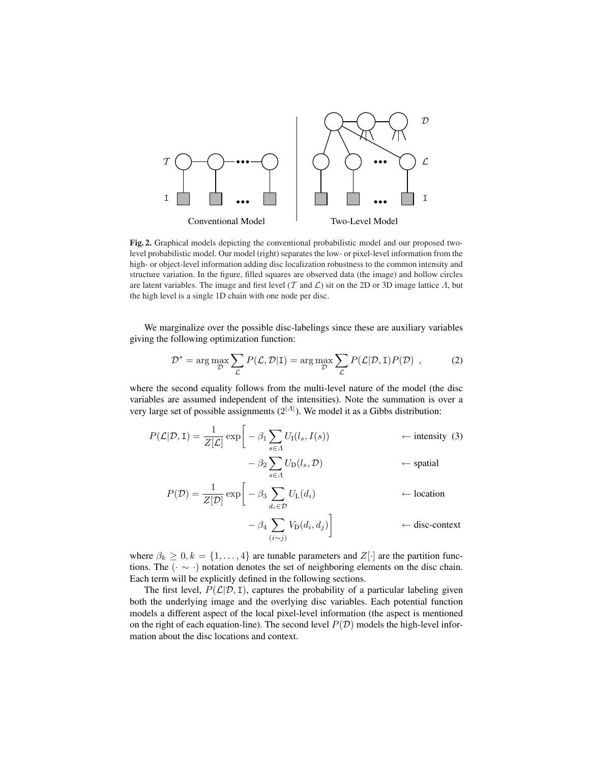**Fig. 2.** Graphical models depicting the conventional probabilistic model and our proposed two-level probabilistic model. Our model (right) separates the low- or pixel-level information from the high- or object-level information adding disc localization robustness to the common intensity and structure variation. In the figure, filled squares are observed data (the image) and hollow circles are latent variables. The image and first level ($\mathcal{T}$ and $\mathcal{L}$) sit on the 2D or 3D image lattice $\Lambda$, but the high level is a single 1D chain with one node per disc.

We marginalize over the possible disc-labelings since these are auxiliary variables giving the following optimization function:

$$\mathcal{D}^* = \arg\max_{\mathcal{D}} \sum_{\mathcal{L}} P(\mathcal{L}, \mathcal{D}|\mathtt{I}) = \arg\max_{\mathcal{D}} \sum_{\mathcal{L}} P(\mathcal{L}|\mathcal{D}, \mathtt{I}) P(\mathcal{D}) \ , \tag{2}$$

where the second equality follows from the multi-level nature of the model (the disc variables are assumed independent of the intensities). Note the summation is over a very large set of possible assignments ($2^{|\Lambda|}$). We model it as a Gibbs distribution:

$$
\begin{aligned}
P(\mathcal{L}|\mathcal{D}, \mathtt{I}) = \frac{1}{Z[\mathcal{L}]} \exp\bigg[ & -\beta_1 \sum_{s \in \Lambda} U_{\mathrm{I}}(l_s, I(s)) && \leftarrow \text{intensity} \quad (3) \\
& -\beta_2 \sum_{s \in \Lambda} U_{\mathrm{D}}(l_s, \mathcal{D}) && \leftarrow \text{spatial} \\
P(\mathcal{D}) = \frac{1}{Z[\mathcal{D}]} \exp\bigg[ & -\beta_3 \sum_{d_i \in \mathcal{D}} U_{\mathrm{L}}(d_i) && \leftarrow \text{location} \\
& -\beta_4 \sum_{(i \sim j)} V_{\mathrm{D}}(d_i, d_j) \bigg] && \leftarrow \text{disc-context}
\end{aligned}
$$

where $\beta_k \geq 0, k = \{1, \ldots, 4\}$ are tunable parameters and $Z[\cdot]$ are the partition functions. The $(\cdot \sim \cdot)$ notation denotes the set of neighboring elements on the disc chain. Each term will be explicitly defined in the following sections.

The first level, $P(\mathcal{L}|\mathcal{D}, \mathtt{I})$, captures the probability of a particular labeling given both the underlying image and the overlying disc variables. Each potential function models a different aspect of the local pixel-level information (the aspect is mentioned on the right of each equation-line). The second level $P(\mathcal{D})$ models the high-level information about the disc locations and context.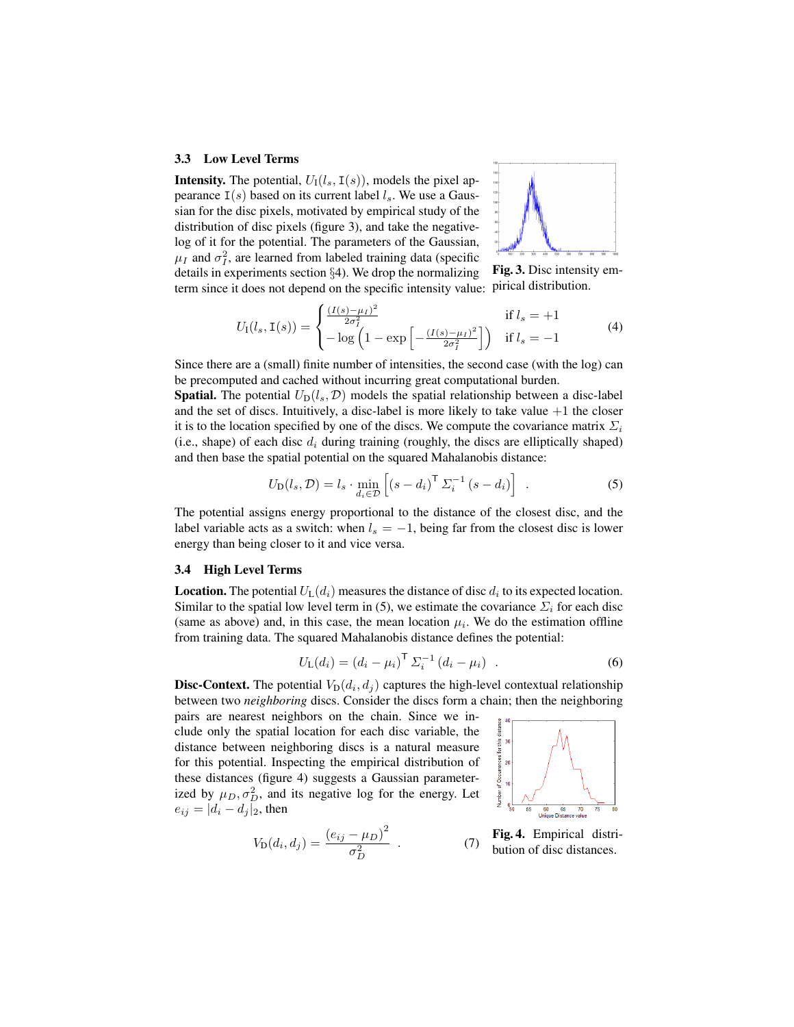### 3.3 Low Level Terms

**Intensity.** The potential, $U_{\text{I}}(l_s, \mathtt{I}(s))$, models the pixel appearance $\mathtt{I}(s)$ based on its current label $l_s$. We use a Gaussian for the disc pixels, motivated by empirical study of the distribution of disc pixels (figure 3), and take the negative-log of it for the potential. The parameters of the Gaussian, $\mu_I$ and $\sigma_I^2$, are learned from labeled training data (specific details in experiments section §4). We drop the normalizing term since it does not depend on the specific intensity value:

**Fig. 3.** Disc intensity empirical distribution.

$$U_{\text{I}}(l_s, \mathtt{I}(s)) = \begin{cases} \frac{(I(s)-\mu_I)^2}{2\sigma_I^2} & \text{if } l_s = +1 \\ -\log\left(1 - \exp\left[-\frac{(I(s)-\mu_I)^2}{2\sigma_I^2}\right]\right) & \text{if } l_s = -1 \end{cases} \tag{4}$$

Since there are a (small) finite number of intensities, the second case (with the log) can be precomputed and cached without incurring great computational burden.

**Spatial.** The potential $U_{\text{D}}(l_s, \mathcal{D})$ models the spatial relationship between a disc-label and the set of discs. Intuitively, a disc-label is more likely to take value $+1$ the closer it is to the location specified by one of the discs. We compute the covariance matrix $\Sigma_i$ (i.e., shape) of each disc $d_i$ during training (roughly, the discs are elliptically shaped) and then base the spatial potential on the squared Mahalanobis distance:

$$U_{\text{D}}(l_s, \mathcal{D}) = l_s \cdot \min_{d_i \in \mathcal{D}} \left[ (s - d_i)^{\mathsf{T}} \Sigma_i^{-1} (s - d_i) \right] \quad . \tag{5}$$

The potential assigns energy proportional to the distance of the closest disc, and the label variable acts as a switch: when $l_s = -1$, being far from the closest disc is lower energy than being closer to it and vice versa.

### 3.4 High Level Terms

**Location.** The potential $U_{\text{L}}(d_i)$ measures the distance of disc $d_i$ to its expected location. Similar to the spatial low level term in (5), we estimate the covariance $\Sigma_i$ for each disc (same as above) and, in this case, the mean location $\mu_i$. We do the estimation offline from training data. The squared Mahalanobis distance defines the potential:

$$U_{\text{L}}(d_i) = (d_i - \mu_i)^{\mathsf{T}} \Sigma_i^{-1} (d_i - \mu_i) \quad . \tag{6}$$

**Disc-Context.** The potential $V_{\text{D}}(d_i, d_j)$ captures the high-level contextual relationship between two *neighboring* discs. Consider the discs form a chain; then the neighboring pairs are nearest neighbors on the chain. Since we include only the spatial location for each disc variable, the distance between neighboring discs is a natural measure for this potential. Inspecting the empirical distribution of these distances (figure 4) suggests a Gaussian parameterized by $\mu_D, \sigma_D^2$, and its negative log for the energy. Let $e_{ij} = |d_i - d_j|_2$, then

$$V_{\text{D}}(d_i, d_j) = \frac{(e_{ij} - \mu_D)^2}{\sigma_D^2} \quad . \tag{7}$$

**Fig. 4.** Empirical distribution of disc distances.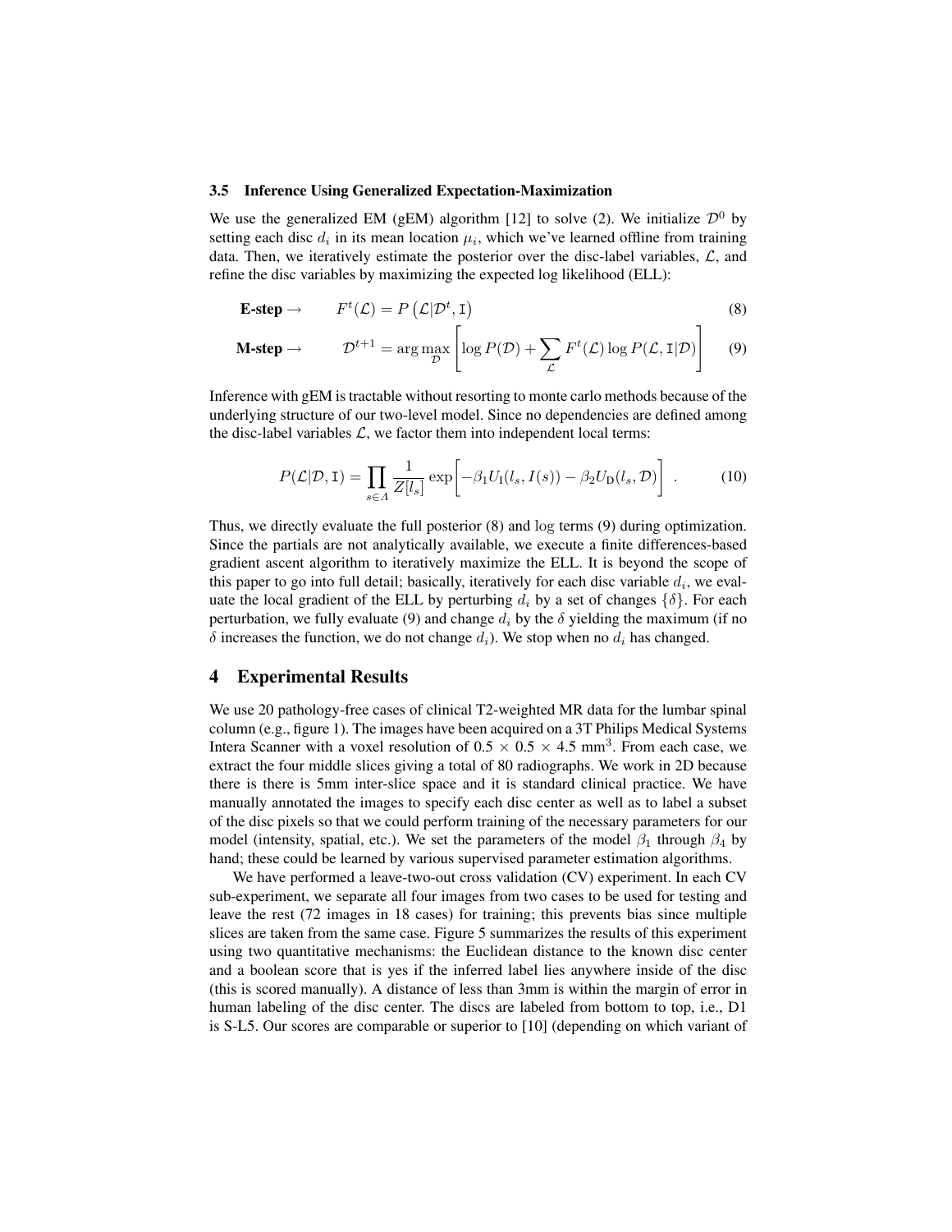### 3.5 Inference Using Generalized Expectation-Maximization

We use the generalized EM (gEM) algorithm [12] to solve (2). We initialize $\mathcal{D}^0$ by setting each disc $d_i$ in its mean location $\mu_i$, which we've learned offline from training data. Then, we iteratively estimate the posterior over the disc-label variables, $\mathcal{L}$, and refine the disc variables by maximizing the expected log likelihood (ELL):

$$\textbf{E-step} \rightarrow \qquad F^t(\mathcal{L}) = P\left(\mathcal{L}|\mathcal{D}^t, \mathtt{I}\right) \tag{8}$$

$$\textbf{M-step} \rightarrow \qquad \mathcal{D}^{t+1} = \arg\max_{\mathcal{D}} \left[ \log P(\mathcal{D}) + \sum_{\mathcal{L}} F^t(\mathcal{L}) \log P(\mathcal{L}, \mathtt{I}|\mathcal{D}) \right] \tag{9}$$

Inference with gEM is tractable without resorting to monte carlo methods because of the underlying structure of our two-level model. Since no dependencies are defined among the disc-label variables $\mathcal{L}$, we factor them into independent local terms:

$$P(\mathcal{L}|\mathcal{D}, \mathtt{I}) = \prod_{s \in \Lambda} \frac{1}{Z[l_s]} \exp\left[ -\beta_1 U_{\mathtt{I}}(l_s, I(s)) - \beta_2 U_{\mathtt{D}}(l_s, \mathcal{D}) \right] \ . \tag{10}$$

Thus, we directly evaluate the full posterior (8) and $\log$ terms (9) during optimization. Since the partials are not analytically available, we execute a finite differences-based gradient ascent algorithm to iteratively maximize the ELL. It is beyond the scope of this paper to go into full detail; basically, iteratively for each disc variable $d_i$, we evaluate the local gradient of the ELL by perturbing $d_i$ by a set of changes $\{\delta\}$. For each perturbation, we fully evaluate (9) and change $d_i$ by the $\delta$ yielding the maximum (if no $\delta$ increases the function, we do not change $d_i$). We stop when no $d_i$ has changed.

## 4 Experimental Results

We use 20 pathology-free cases of clinical T2-weighted MR data for the lumbar spinal column (e.g., figure 1). The images have been acquired on a 3T Philips Medical Systems Intera Scanner with a voxel resolution of $0.5 \times 0.5 \times 4.5$ mm$^3$. From each case, we extract the four middle slices giving a total of 80 radiographs. We work in 2D because there is there is 5mm inter-slice space and it is standard clinical practice. We have manually annotated the images to specify each disc center as well as to label a subset of the disc pixels so that we could perform training of the necessary parameters for our model (intensity, spatial, etc.). We set the parameters of the model $\beta_1$ through $\beta_4$ by hand; these could be learned by various supervised parameter estimation algorithms.

We have performed a leave-two-out cross validation (CV) experiment. In each CV sub-experiment, we separate all four images from two cases to be used for testing and leave the rest (72 images in 18 cases) for training; this prevents bias since multiple slices are taken from the same case. Figure 5 summarizes the results of this experiment using two quantitative mechanisms: the Euclidean distance to the known disc center and a boolean score that is yes if the inferred label lies anywhere inside of the disc (this is scored manually). A distance of less than 3mm is within the margin of error in human labeling of the disc center. The discs are labeled from bottom to top, i.e., D1 is S-L5. Our scores are comparable or superior to [10] (depending on which variant of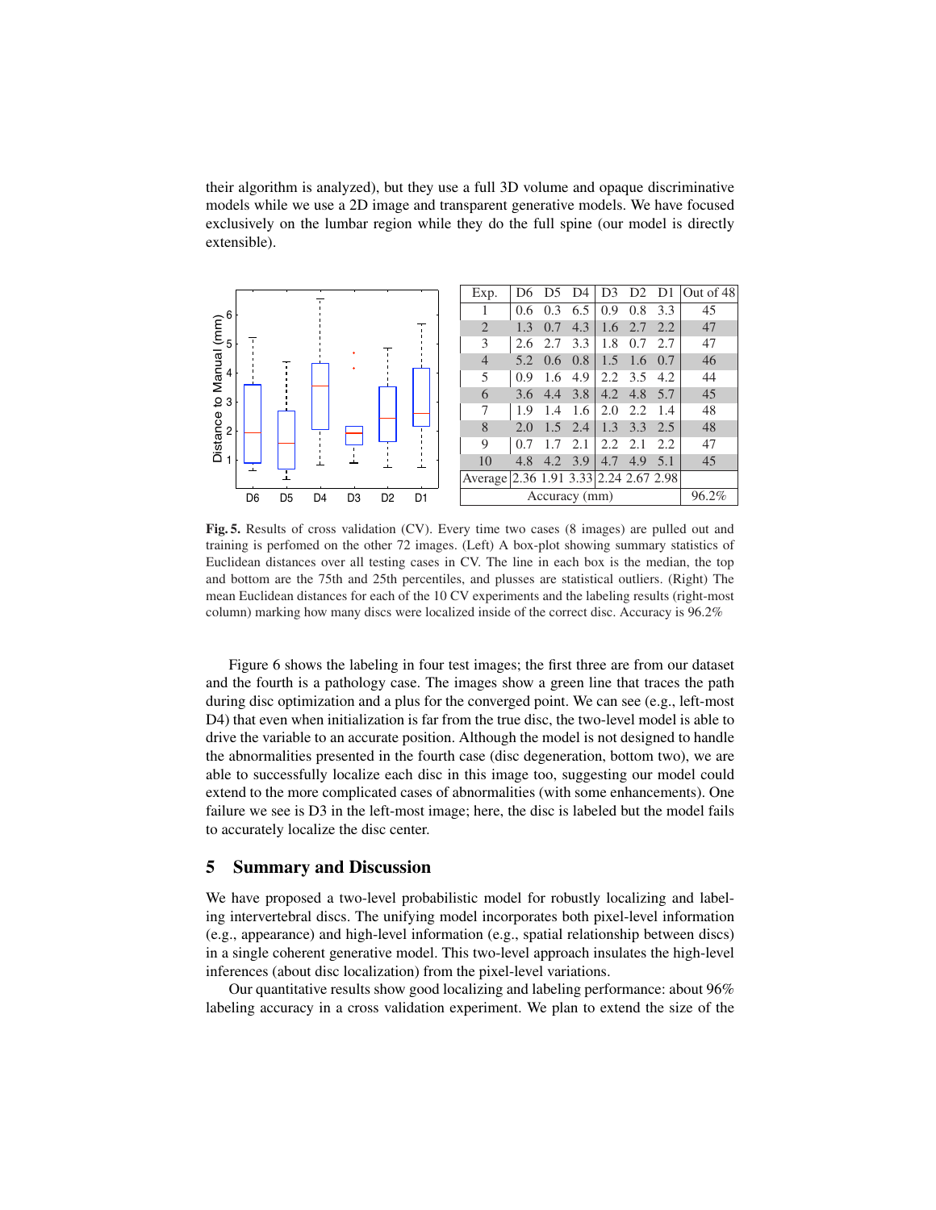their algorithm is analyzed), but they use a full 3D volume and opaque discriminative models while we use a 2D image and transparent generative models. We have focused exclusively on the lumbar region while they do the full spine (our model is directly extensible).

| Exp. | D6 | D5 | D4 | D3 | D2 | D1 | Out of 48 |
|---|---|---|---|---|---|---|---|
| 1 | 0.6 | 0.3 | 6.5 | 0.9 | 0.8 | 3.3 | 45 |
| 2 | 1.3 | 0.7 | 4.3 | 1.6 | 2.7 | 2.2 | 47 |
| 3 | 2.6 | 2.7 | 3.3 | 1.8 | 0.7 | 2.7 | 47 |
| 4 | 5.2 | 0.6 | 0.8 | 1.5 | 1.6 | 0.7 | 46 |
| 5 | 0.9 | 1.6 | 4.9 | 2.2 | 3.5 | 4.2 | 44 |
| 6 | 3.6 | 4.4 | 3.8 | 4.2 | 4.8 | 5.7 | 45 |
| 7 | 1.9 | 1.4 | 1.6 | 2.0 | 2.2 | 1.4 | 48 |
| 8 | 2.0 | 1.5 | 2.4 | 1.3 | 3.3 | 2.5 | 48 |
| 9 | 0.7 | 1.7 | 2.1 | 2.2 | 2.1 | 2.2 | 47 |
| 10 | 4.8 | 4.2 | 3.9 | 4.7 | 4.9 | 5.1 | 45 |
| Average | 2.36 | 1.91 | 3.33 | 2.24 | 2.67 | 2.98 | |
| Accuracy (mm) | | | | | | | 96.2% |

**Fig. 5.** Results of cross validation (CV). Every time two cases (8 images) are pulled out and training is perfomed on the other 72 images. (Left) A box-plot showing summary statistics of Euclidean distances over all testing cases in CV. The line in each box is the median, the top and bottom are the 75th and 25th percentiles, and plusses are statistical outliers. (Right) The mean Euclidean distances for each of the 10 CV experiments and the labeling results (right-most column) marking how many discs were localized inside of the correct disc. Accuracy is 96.2%

Figure 6 shows the labeling in four test images; the first three are from our dataset and the fourth is a pathology case. The images show a green line that traces the path during disc optimization and a plus for the converged point. We can see (e.g., left-most D4) that even when initialization is far from the true disc, the two-level model is able to drive the variable to an accurate position. Although the model is not designed to handle the abnormalities presented in the fourth case (disc degeneration, bottom two), we are able to successfully localize each disc in this image too, suggesting our model could extend to the more complicated cases of abnormalities (with some enhancements). One failure we see is D3 in the left-most image; here, the disc is labeled but the model fails to accurately localize the disc center.

## 5 Summary and Discussion

We have proposed a two-level probabilistic model for robustly localizing and labeling intervertebral discs. The unifying model incorporates both pixel-level information (e.g., appearance) and high-level information (e.g., spatial relationship between discs) in a single coherent generative model. This two-level approach insulates the high-level inferences (about disc localization) from the pixel-level variations.

Our quantitative results show good localizing and labeling performance: about 96% labeling accuracy in a cross validation experiment. We plan to extend the size of the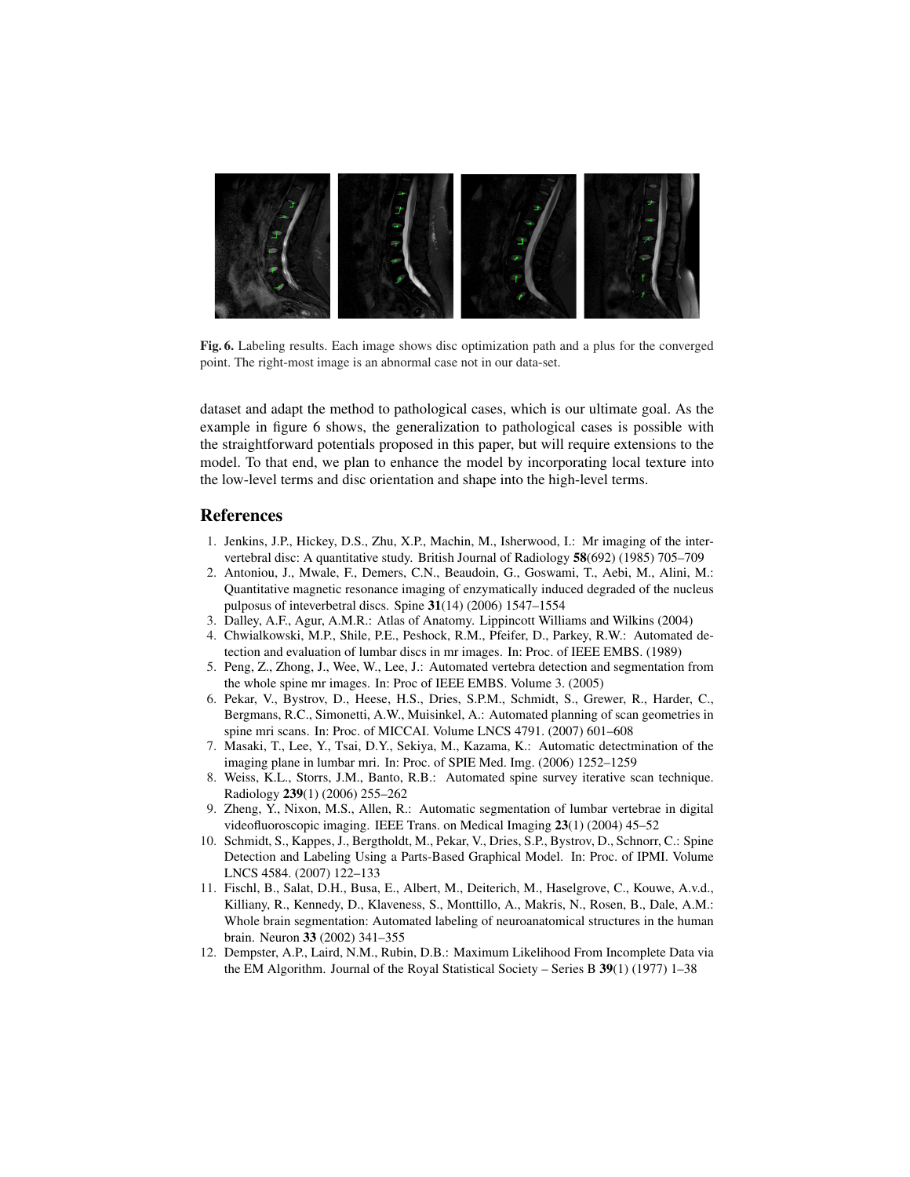Fig. 6. Labeling results. Each image shows disc optimization path and a plus for the converged point. The right-most image is an abnormal case not in our data-set.

dataset and adapt the method to pathological cases, which is our ultimate goal. As the example in figure 6 shows, the generalization to pathological cases is possible with the straightforward potentials proposed in this paper, but will require extensions to the model. To that end, we plan to enhance the model by incorporating local texture into the low-level terms and disc orientation and shape into the high-level terms.

## References

1. Jenkins, J.P., Hickey, D.S., Zhu, X.P., Machin, M., Isherwood, I.: Mr imaging of the intervertebral disc: A quantitative study. British Journal of Radiology **58**(692) (1985) 705–709
2. Antoniou, J., Mwale, F., Demers, C.N., Beaudoin, G., Goswami, T., Aebi, M., Alini, M.: Quantitative magnetic resonance imaging of enzymatically induced degraded of the nucleus pulposus of inteverbetral discs. Spine **31**(14) (2006) 1547–1554
3. Dalley, A.F., Agur, A.M.R.: Atlas of Anatomy. Lippincott Williams and Wilkins (2004)
4. Chwialkowski, M.P., Shile, P.E., Peshock, R.M., Pfeifer, D., Parkey, R.W.: Automated detection and evaluation of lumbar discs in mr images. In: Proc. of IEEE EMBS. (1989)
5. Peng, Z., Zhong, J., Wee, W., Lee, J.: Automated vertebra detection and segmentation from the whole spine mr images. In: Proc of IEEE EMBS. Volume 3. (2005)
6. Pekar, V., Bystrov, D., Heese, H.S., Dries, S.P.M., Schmidt, S., Grewer, R., Harder, C., Bergmans, R.C., Simonetti, A.W., Muisinkel, A.: Automated planning of scan geometries in spine mri scans. In: Proc. of MICCAI. Volume LNCS 4791. (2007) 601–608
7. Masaki, T., Lee, Y., Tsai, D.Y., Sekiya, M., Kazama, K.: Automatic detectmination of the imaging plane in lumbar mri. In: Proc. of SPIE Med. Img. (2006) 1252–1259
8. Weiss, K.L., Storrs, J.M., Banto, R.B.: Automated spine survey iterative scan technique. Radiology **239**(1) (2006) 255–262
9. Zheng, Y., Nixon, M.S., Allen, R.: Automatic segmentation of lumbar vertebrae in digital videofluoroscopic imaging. IEEE Trans. on Medical Imaging **23**(1) (2004) 45–52
10. Schmidt, S., Kappes, J., Bergtholdt, M., Pekar, V., Dries, S.P., Bystrov, D., Schnorr, C.: Spine Detection and Labeling Using a Parts-Based Graphical Model. In: Proc. of IPMI. Volume LNCS 4584. (2007) 122–133
11. Fischl, B., Salat, D.H., Busa, E., Albert, M., Deiterich, M., Haselgrove, C., Kouwe, A.v.d., Killiany, R., Kennedy, D., Klaveness, S., Monttillo, A., Makris, N., Rosen, B., Dale, A.M.: Whole brain segmentation: Automated labeling of neuroanatomical structures in the human brain. Neuron **33** (2002) 341–355
12. Dempster, A.P., Laird, N.M., Rubin, D.B.: Maximum Likelihood From Incomplete Data via the EM Algorithm. Journal of the Royal Statistical Society – Series B **39**(1) (1977) 1–38